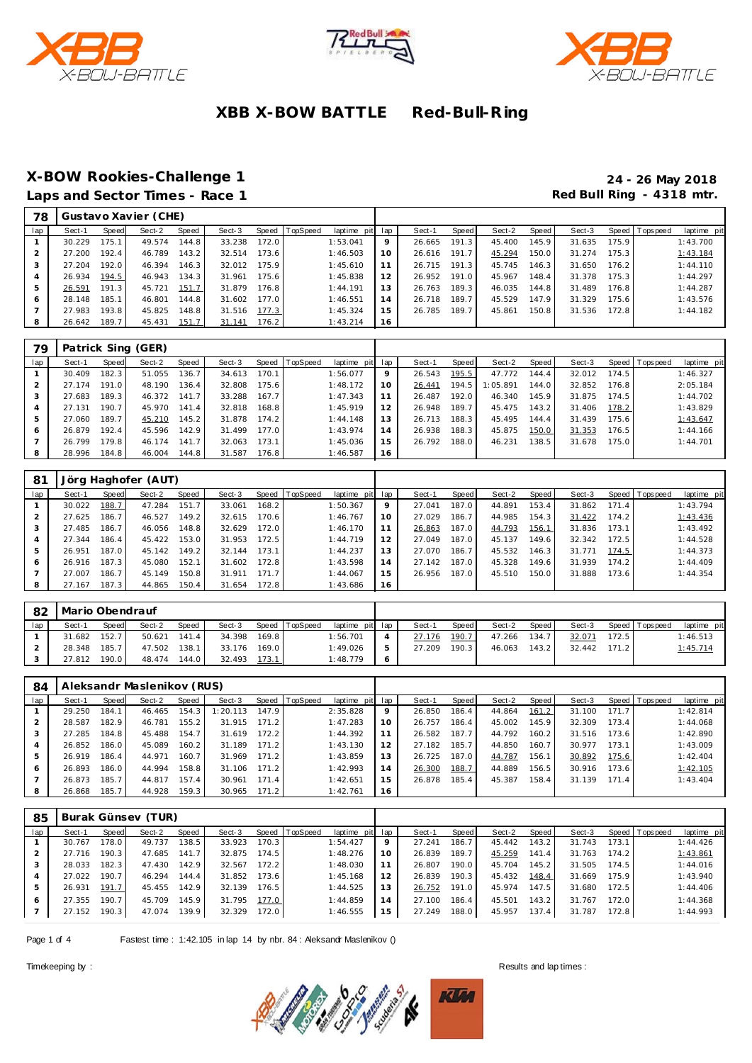# XBB X-BOW BATTLE Red-Bull-Ring

## X-BOW Rookies-Challenge 1

**24 - 26 May 2018**

## Laps and Sector Times - Race 1

**Red Bull Ring - 4318 mtr.**

### 78 Gustavo Xavier (CHE)

| lap | Sect-1 | Speed | Sect-2 | Speed | Sect-3 | Speed | TopSpeed | laptime pit | lap | Sect-1 | Speed | Sect-2 | Speed | Sect-3 | Speed | Topspeed | laptime pit |
|---|---|---|---|---|---|---|---|---|---|---|---|---|---|---|---|---|---|
| 1 | 30.229 | 175.1 | 49.574 | 144.8 | 33.238 | 172.0 | | 1:53.041 | 9 | 26.665 | 191.3 | 45.400 | 145.9 | 31.635 | 175.9 | | 1:43.700 |
| 2 | 27.200 | 192.4 | 46.789 | 143.2 | 32.514 | 173.6 | | 1:46.503 | 10 | 26.616 | 191.7 | 45.294 | 150.0 | 31.274 | 175.3 | | 1:43.184 |
| 3 | 27.204 | 192.0 | 46.394 | 146.3 | 32.012 | 175.9 | | 1:45.610 | 11 | 26.715 | 191.3 | 45.745 | 146.3 | 31.650 | 176.2 | | 1:44.110 |
| 4 | 26.934 | 194.5 | 46.943 | 134.3 | 31.961 | 175.6 | | 1:45.838 | 12 | 26.952 | 191.0 | 45.967 | 148.4 | 31.378 | 175.3 | | 1:44.297 |
| 5 | 26.591 | 191.3 | 45.721 | 151.7 | 31.879 | 176.8 | | 1:44.191 | 13 | 26.763 | 189.3 | 46.035 | 144.8 | 31.489 | 176.8 | | 1:44.287 |
| 6 | 28.148 | 185.1 | 46.801 | 144.8 | 31.602 | 177.0 | | 1:46.551 | 14 | 26.718 | 189.7 | 45.529 | 147.9 | 31.329 | 175.6 | | 1:43.576 |
| 7 | 27.983 | 193.8 | 45.825 | 148.8 | 31.516 | 177.3 | | 1:45.324 | 15 | 26.785 | 189.7 | 45.861 | 150.8 | 31.536 | 172.8 | | 1:44.182 |
| 8 | 26.642 | 189.7 | 45.431 | 151.7 | 31.141 | 176.2 | | 1:43.214 | 16 | | | | | | | | |

### 79 Patrick Sing (GER)

| lap | Sect-1 | Speed | Sect-2 | Speed | Sect-3 | Speed | TopSpeed | laptime pit | lap | Sect-1 | Speed | Sect-2 | Speed | Sect-3 | Speed | Topspeed | laptime pit |
|---|---|---|---|---|---|---|---|---|---|---|---|---|---|---|---|---|---|
| 1 | 30.409 | 182.3 | 51.055 | 136.7 | 34.613 | 170.1 | | 1:56.077 | 9 | 26.543 | 195.5 | 47.772 | 144.4 | 32.012 | 174.5 | | 1:46.327 |
| 2 | 27.174 | 191.0 | 48.190 | 136.4 | 32.808 | 175.6 | | 1:48.172 | 10 | 26.441 | 194.5 | 1:05.891 | 144.0 | 32.852 | 176.8 | | 2:05.184 |
| 3 | 27.683 | 189.3 | 46.372 | 141.7 | 33.288 | 167.7 | | 1:47.343 | 11 | 26.487 | 192.0 | 46.340 | 145.9 | 31.875 | 174.5 | | 1:44.702 |
| 4 | 27.131 | 190.7 | 45.970 | 141.4 | 32.818 | 168.8 | | 1:45.919 | 12 | 26.948 | 189.7 | 45.475 | 143.2 | 31.406 | 178.2 | | 1:43.829 |
| 5 | 27.060 | 189.7 | 45.210 | 145.2 | 31.878 | 174.2 | | 1:44.148 | 13 | 26.713 | 188.3 | 45.495 | 144.4 | 31.439 | 175.6 | | 1:43.647 |
| 6 | 26.879 | 192.4 | 45.596 | 142.9 | 31.499 | 177.0 | | 1:43.974 | 14 | 26.938 | 188.3 | 45.875 | 150.0 | 31.353 | 176.5 | | 1:44.166 |
| 7 | 26.799 | 179.8 | 46.174 | 141.7 | 32.063 | 173.1 | | 1:45.036 | 15 | 26.792 | 188.0 | 46.231 | 138.5 | 31.678 | 175.0 | | 1:44.701 |
| 8 | 28.996 | 184.8 | 46.004 | 144.8 | 31.587 | 176.8 | | 1:46.587 | 16 | | | | | | | | |

### 81 Jörg Haghofer (AUT)

| lap | Sect-1 | Speed | Sect-2 | Speed | Sect-3 | Speed | TopSpeed | laptime pit | lap | Sect-1 | Speed | Sect-2 | Speed | Sect-3 | Speed | Topspeed | laptime pit |
|---|---|---|---|---|---|---|---|---|---|---|---|---|---|---|---|---|---|
| 1 | 30.022 | 188.7 | 47.284 | 151.7 | 33.061 | 168.2 | | 1:50.367 | 9 | 27.041 | 187.0 | 44.891 | 153.4 | 31.862 | 171.4 | | 1:43.794 |
| 2 | 27.625 | 186.7 | 46.527 | 149.2 | 32.615 | 170.6 | | 1:46.767 | 10 | 27.029 | 186.7 | 44.985 | 154.3 | 31.422 | 174.2 | | 1:43.436 |
| 3 | 27.485 | 186.7 | 46.056 | 148.8 | 32.629 | 172.0 | | 1:46.170 | 11 | 26.863 | 187.0 | 44.793 | 156.1 | 31.836 | 173.1 | | 1:43.492 |
| 4 | 27.344 | 186.4 | 45.422 | 153.0 | 31.953 | 172.5 | | 1:44.719 | 12 | 27.049 | 187.0 | 45.137 | 149.6 | 32.342 | 172.5 | | 1:44.528 |
| 5 | 26.951 | 187.0 | 45.142 | 149.2 | 32.144 | 173.1 | | 1:44.237 | 13 | 27.070 | 186.7 | 45.532 | 146.3 | 31.771 | 174.5 | | 1:44.373 |
| 6 | 26.916 | 187.3 | 45.080 | 152.1 | 31.602 | 172.8 | | 1:43.598 | 14 | 27.142 | 187.0 | 45.328 | 149.6 | 31.939 | 174.2 | | 1:44.409 |
| 7 | 27.007 | 186.7 | 45.149 | 150.8 | 31.911 | 171.7 | | 1:44.067 | 15 | 26.956 | 187.0 | 45.510 | 150.0 | 31.888 | 173.6 | | 1:44.354 |
| 8 | 27.167 | 187.3 | 44.865 | 150.4 | 31.654 | 172.8 | | 1:43.686 | 16 | | | | | | | | |

### 82 Mario Obendrauf

| lap | Sect-1 | Speed | Sect-2 | Speed | Sect-3 | Speed | TopSpeed | laptime pit | lap | Sect-1 | Speed | Sect-2 | Speed | Sect-3 | Speed | Topspeed | laptime pit |
|---|---|---|---|---|---|---|---|---|---|---|---|---|---|---|---|---|---|
| 1 | 31.682 | 152.7 | 50.621 | 141.4 | 34.398 | 169.8 | | 1:56.701 | 4 | 27.176 | 190.7 | 47.266 | 134.7 | 32.071 | 172.5 | | 1:46.513 |
| 2 | 28.348 | 185.7 | 47.502 | 138.1 | 33.176 | 169.0 | | 1:49.026 | 5 | 27.209 | 190.3 | 46.063 | 143.2 | 32.442 | 171.2 | | 1:45.714 |
| 3 | 27.812 | 190.0 | 48.474 | 144.0 | 32.493 | 173.1 | | 1:48.779 | 6 | | | | | | | | |

### 84 Aleksandr Maslenikov (RUS)

| lap | Sect-1 | Speed | Sect-2 | Speed | Sect-3 | Speed | TopSpeed | laptime pit | lap | Sect-1 | Speed | Sect-2 | Speed | Sect-3 | Speed | Topspeed | laptime pit |
|---|---|---|---|---|---|---|---|---|---|---|---|---|---|---|---|---|---|
| 1 | 29.250 | 184.1 | 46.465 | 154.3 | 1:20.113 | 147.9 | | 2:35.828 | 9 | 26.850 | 186.4 | 44.864 | 161.2 | 31.100 | 171.7 | | 1:42.814 |
| 2 | 28.587 | 182.9 | 46.781 | 155.2 | 31.915 | 171.2 | | 1:47.283 | 10 | 26.757 | 186.4 | 45.002 | 145.9 | 32.309 | 173.4 | | 1:44.068 |
| 3 | 27.285 | 184.8 | 45.488 | 154.7 | 31.619 | 172.2 | | 1:44.392 | 11 | 26.582 | 187.7 | 44.792 | 160.2 | 31.516 | 173.6 | | 1:42.890 |
| 4 | 26.852 | 186.0 | 45.089 | 160.2 | 31.189 | 171.2 | | 1:43.130 | 12 | 27.182 | 185.7 | 44.850 | 160.7 | 30.977 | 173.1 | | 1:43.009 |
| 5 | 26.919 | 186.4 | 44.971 | 160.7 | 31.969 | 171.2 | | 1:43.859 | 13 | 26.725 | 187.0 | 44.787 | 156.1 | 30.892 | 175.6 | | 1:42.404 |
| 6 | 26.893 | 186.0 | 44.994 | 158.8 | 31.106 | 171.2 | | 1:42.993 | 14 | 26.300 | 188.7 | 44.889 | 156.5 | 30.916 | 173.6 | | 1:42.105 |
| 7 | 26.873 | 185.7 | 44.817 | 157.4 | 30.961 | 171.4 | | 1:42.651 | 15 | 26.878 | 185.4 | 45.387 | 158.4 | 31.139 | 171.4 | | 1:43.404 |
| 8 | 26.868 | 185.7 | 44.928 | 159.3 | 30.965 | 171.2 | | 1:42.761 | 16 | | | | | | | | |

### 85 Burak Günsev (TUR)

| lap | Sect-1 | Speed | Sect-2 | Speed | Sect-3 | Speed | TopSpeed | laptime pit | lap | Sect-1 | Speed | Sect-2 | Speed | Sect-3 | Speed | Topspeed | laptime pit |
|---|---|---|---|---|---|---|---|---|---|---|---|---|---|---|---|---|---|
| 1 | 30.767 | 178.0 | 49.737 | 138.5 | 33.923 | 170.3 | | 1:54.427 | 9 | 27.241 | 186.7 | 45.442 | 143.2 | 31.743 | 173.1 | | 1:44.426 |
| 2 | 27.716 | 190.3 | 47.685 | 141.7 | 32.875 | 174.5 | | 1:48.276 | 10 | 26.839 | 189.7 | 45.259 | 141.4 | 31.763 | 174.2 | | 1:43.861 |
| 3 | 28.033 | 182.3 | 47.430 | 142.9 | 32.567 | 172.2 | | 1:48.030 | 11 | 26.807 | 190.0 | 45.704 | 145.2 | 31.505 | 174.5 | | 1:44.016 |
| 4 | 27.022 | 190.7 | 46.294 | 144.4 | 31.852 | 173.6 | | 1:45.168 | 12 | 26.839 | 190.3 | 45.432 | 148.4 | 31.669 | 175.9 | | 1:43.940 |
| 5 | 26.931 | 191.7 | 45.455 | 142.9 | 32.139 | 176.5 | | 1:44.525 | 13 | 26.752 | 191.0 | 45.974 | 147.5 | 31.680 | 172.5 | | 1:44.406 |
| 6 | 27.355 | 190.7 | 45.709 | 145.9 | 31.795 | 177.0 | | 1:44.859 | 14 | 27.100 | 186.4 | 45.501 | 143.2 | 31.767 | 172.0 | | 1:44.368 |
| 7 | 27.152 | 190.3 | 47.074 | 139.9 | 32.329 | 172.0 | | 1:46.555 | 15 | 27.249 | 188.0 | 45.957 | 137.4 | 31.787 | 172.8 | | 1:44.993 |

Fastest time : 1:42.105 in lap 14 by nbr. 84 : Aleksandr Maslenikov ()

Timekeeping by :

Results and lap times :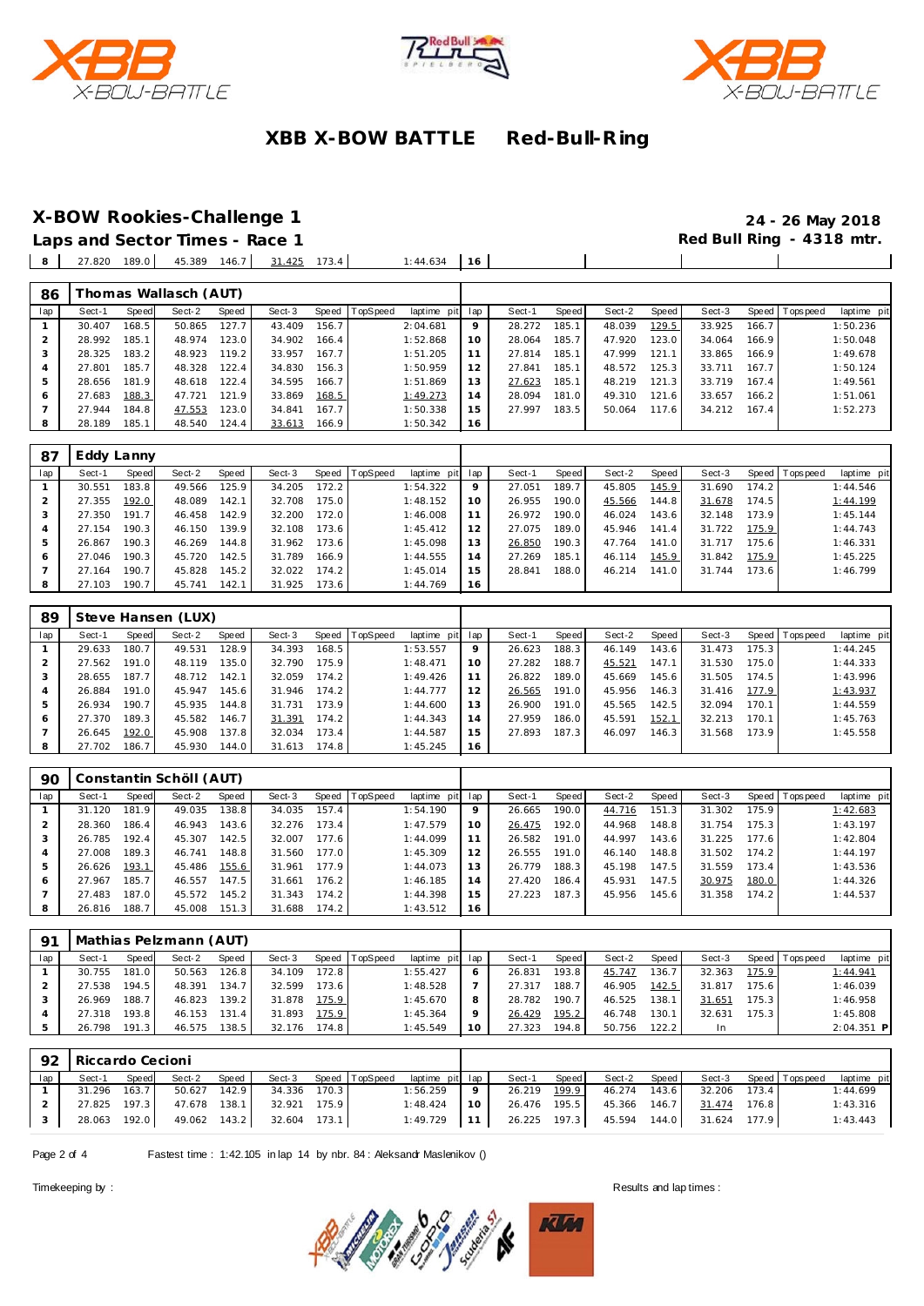# XBB X-BOW BATTLE Red-Bull-Ring

## X-BOW Rookies-Challenge 1

**24 - 26 May 2018**

**Laps and Sector Times - Race 1**

**Red Bull Ring - 4318 mtr.**

| 8 | 27.820 | 189.0 | 45.389 | 146.7 | 31.425 | 173.4 | | 1:44.634 | 16 | | | | | | | | |
|---|---|---|---|---|---|---|---|---|---|---|---|---|---|---|---|---|---|

### 86 Thomas Wallasch (AUT)

| lap | Sect-1 | Speed | Sect-2 | Speed | Sect-3 | Speed | TopSpeed | laptime pit | lap | Sect-1 | Speed | Sect-2 | Speed | Sect-3 | Speed | Topspeed | laptime pit |
|---|---|---|---|---|---|---|---|---|---|---|---|---|---|---|---|---|---|
| 1 | 30.407 | 168.5 | 50.865 | 127.7 | 43.409 | 156.7 | | 2:04.681 | 9 | 28.272 | 185.1 | 48.039 | 129.5 | 33.925 | 166.7 | | 1:50.236 |
| 2 | 28.992 | 185.1 | 48.974 | 123.0 | 34.902 | 166.4 | | 1:52.868 | 10 | 28.064 | 185.7 | 47.920 | 123.0 | 34.064 | 166.9 | | 1:50.048 |
| 3 | 28.325 | 183.2 | 48.923 | 119.2 | 33.957 | 167.7 | | 1:51.205 | 11 | 27.814 | 185.1 | 47.999 | 121.1 | 33.865 | 166.9 | | 1:49.678 |
| 4 | 27.801 | 185.7 | 48.328 | 122.4 | 34.830 | 156.3 | | 1:50.959 | 12 | 27.841 | 185.1 | 48.572 | 125.3 | 33.711 | 167.7 | | 1:50.124 |
| 5 | 28.656 | 181.9 | 48.618 | 122.4 | 34.595 | 166.7 | | 1:51.869 | 13 | 27.623 | 185.1 | 48.219 | 121.3 | 33.719 | 167.4 | | 1:49.561 |
| 6 | 27.683 | 188.3 | 47.721 | 121.9 | 33.869 | 168.5 | | 1:49.273 | 14 | 28.094 | 181.0 | 49.310 | 121.6 | 33.657 | 166.2 | | 1:51.061 |
| 7 | 27.944 | 184.8 | 47.553 | 123.0 | 34.841 | 167.7 | | 1:50.338 | 15 | 27.997 | 183.5 | 50.064 | 117.6 | 34.212 | 167.4 | | 1:52.273 |
| 8 | 28.189 | 185.1 | 48.540 | 124.4 | 33.613 | 166.9 | | 1:50.342 | 16 | | | | | | | | |

### 87 Eddy Lanny

| lap | Sect-1 | Speed | Sect-2 | Speed | Sect-3 | Speed | TopSpeed | laptime pit | lap | Sect-1 | Speed | Sect-2 | Speed | Sect-3 | Speed | Topspeed | laptime pit |
|---|---|---|---|---|---|---|---|---|---|---|---|---|---|---|---|---|---|
| 1 | 30.551 | 183.8 | 49.566 | 125.9 | 34.205 | 172.2 | | 1:54.322 | 9 | 27.051 | 189.7 | 45.805 | 145.9 | 31.690 | 174.2 | | 1:44.546 |
| 2 | 27.355 | 192.0 | 48.089 | 142.1 | 32.708 | 175.0 | | 1:48.152 | 10 | 26.955 | 190.0 | 45.566 | 144.8 | 31.678 | 174.5 | | 1:44.199 |
| 3 | 27.350 | 191.7 | 46.458 | 142.9 | 32.200 | 172.0 | | 1:46.008 | 11 | 26.972 | 190.0 | 46.024 | 143.6 | 32.148 | 173.9 | | 1:45.144 |
| 4 | 27.154 | 190.3 | 46.150 | 139.9 | 32.108 | 173.6 | | 1:45.412 | 12 | 27.075 | 189.0 | 45.946 | 141.4 | 31.722 | 175.9 | | 1:44.743 |
| 5 | 26.867 | 190.3 | 46.269 | 144.8 | 31.962 | 173.6 | | 1:45.098 | 13 | 26.850 | 190.3 | 47.764 | 141.0 | 31.717 | 175.6 | | 1:46.331 |
| 6 | 27.046 | 190.3 | 45.720 | 142.5 | 31.789 | 166.9 | | 1:44.555 | 14 | 27.269 | 185.1 | 46.114 | 145.9 | 31.842 | 175.9 | | 1:45.225 |
| 7 | 27.164 | 190.7 | 45.828 | 145.2 | 32.022 | 174.2 | | 1:45.014 | 15 | 28.841 | 188.0 | 46.214 | 141.0 | 31.744 | 173.6 | | 1:46.799 |
| 8 | 27.103 | 190.7 | 45.741 | 142.1 | 31.925 | 173.6 | | 1:44.769 | 16 | | | | | | | | |

### 89 Steve Hansen (LUX)

| lap | Sect-1 | Speed | Sect-2 | Speed | Sect-3 | Speed | TopSpeed | laptime pit | lap | Sect-1 | Speed | Sect-2 | Speed | Sect-3 | Speed | Topspeed | laptime pit |
|---|---|---|---|---|---|---|---|---|---|---|---|---|---|---|---|---|---|
| 1 | 29.633 | 180.7 | 49.531 | 128.9 | 34.393 | 168.5 | | 1:53.557 | 9 | 26.623 | 188.3 | 46.149 | 143.6 | 31.473 | 175.3 | | 1:44.245 |
| 2 | 27.562 | 191.0 | 48.119 | 135.0 | 32.790 | 175.9 | | 1:48.471 | 10 | 27.282 | 188.7 | 45.521 | 147.1 | 31.530 | 175.0 | | 1:44.333 |
| 3 | 28.655 | 187.7 | 48.712 | 142.1 | 32.059 | 174.2 | | 1:49.426 | 11 | 26.822 | 189.0 | 45.669 | 145.6 | 31.505 | 174.5 | | 1:43.996 |
| 4 | 26.884 | 191.0 | 45.947 | 145.6 | 31.946 | 174.2 | | 1:44.777 | 12 | 26.565 | 191.0 | 45.956 | 146.3 | 31.416 | 177.9 | | 1:43.937 |
| 5 | 26.934 | 190.7 | 45.935 | 144.8 | 31.731 | 173.9 | | 1:44.600 | 13 | 26.900 | 191.0 | 45.565 | 142.5 | 32.094 | 170.1 | | 1:44.559 |
| 6 | 27.370 | 189.3 | 45.582 | 146.7 | 31.391 | 174.2 | | 1:44.343 | 14 | 27.959 | 186.0 | 45.591 | 152.1 | 32.213 | 170.1 | | 1:45.763 |
| 7 | 26.645 | 192.0 | 45.908 | 137.8 | 32.034 | 173.4 | | 1:44.587 | 15 | 27.893 | 187.3 | 46.097 | 146.3 | 31.568 | 173.9 | | 1:45.558 |
| 8 | 27.702 | 186.7 | 45.930 | 144.0 | 31.613 | 174.8 | | 1:45.245 | 16 | | | | | | | | |

### 90 Constantin Schöll (AUT)

| lap | Sect-1 | Speed | Sect-2 | Speed | Sect-3 | Speed | TopSpeed | laptime pit | lap | Sect-1 | Speed | Sect-2 | Speed | Sect-3 | Speed | Topspeed | laptime pit |
|---|---|---|---|---|---|---|---|---|---|---|---|---|---|---|---|---|---|
| 1 | 31.120 | 181.9 | 49.035 | 138.8 | 34.035 | 157.4 | | 1:54.190 | 9 | 26.665 | 190.0 | 44.716 | 151.3 | 31.302 | 175.9 | | 1:42.683 |
| 2 | 28.360 | 186.4 | 46.943 | 143.6 | 32.276 | 173.4 | | 1:47.579 | 10 | 26.475 | 192.0 | 44.968 | 148.8 | 31.754 | 175.3 | | 1:43.197 |
| 3 | 26.785 | 192.4 | 45.307 | 142.5 | 32.007 | 177.6 | | 1:44.099 | 11 | 26.582 | 191.0 | 44.997 | 143.6 | 31.225 | 177.6 | | 1:42.804 |
| 4 | 27.008 | 189.3 | 46.741 | 148.8 | 31.560 | 177.0 | | 1:45.309 | 12 | 26.555 | 191.0 | 46.140 | 148.8 | 31.502 | 174.2 | | 1:44.197 |
| 5 | 26.626 | 193.1 | 45.486 | 155.6 | 31.961 | 177.9 | | 1:44.073 | 13 | 26.779 | 188.3 | 45.198 | 147.5 | 31.559 | 173.4 | | 1:43.536 |
| 6 | 27.967 | 185.7 | 46.557 | 147.5 | 31.661 | 176.2 | | 1:46.185 | 14 | 27.420 | 186.4 | 45.931 | 147.5 | 30.975 | 180.0 | | 1:44.326 |
| 7 | 27.483 | 187.0 | 45.572 | 145.2 | 31.343 | 174.2 | | 1:44.398 | 15 | 27.223 | 187.3 | 45.956 | 145.6 | 31.358 | 174.2 | | 1:44.537 |
| 8 | 26.816 | 188.7 | 45.008 | 151.3 | 31.688 | 174.2 | | 1:43.512 | 16 | | | | | | | | |

### 91 Mathias Pelzmann (AUT)

| lap | Sect-1 | Speed | Sect-2 | Speed | Sect-3 | Speed | TopSpeed | laptime pit | lap | Sect-1 | Speed | Sect-2 | Speed | Sect-3 | Speed | Topspeed | laptime pit |
|---|---|---|---|---|---|---|---|---|---|---|---|---|---|---|---|---|---|
| 1 | 30.755 | 181.0 | 50.563 | 126.8 | 34.109 | 172.8 | | 1:55.427 | 6 | 26.831 | 193.8 | 45.747 | 136.7 | 32.363 | 175.9 | | 1:44.941 |
| 2 | 27.538 | 194.5 | 48.391 | 134.7 | 32.599 | 173.6 | | 1:48.528 | 7 | 27.317 | 188.7 | 46.905 | 142.5 | 31.817 | 175.6 | | 1:46.039 |
| 3 | 26.969 | 188.7 | 46.823 | 139.2 | 31.878 | 175.9 | | 1:45.670 | 8 | 28.782 | 190.7 | 46.525 | 138.1 | 31.651 | 175.3 | | 1:46.958 |
| 4 | 27.318 | 193.8 | 46.153 | 131.4 | 31.893 | 175.9 | | 1:45.364 | 9 | 26.429 | 195.2 | 46.748 | 130.1 | 32.631 | 175.3 | | 1:45.808 |
| 5 | 26.798 | 191.3 | 46.575 | 138.5 | 32.176 | 174.8 | | 1:45.549 | 10 | 27.323 | 194.8 | 50.756 | 122.2 | In | | | 2:04.351 P |

### 92 Riccardo Cecioni

| lap | Sect-1 | Speed | Sect-2 | Speed | Sect-3 | Speed | TopSpeed | laptime pit | lap | Sect-1 | Speed | Sect-2 | Speed | Sect-3 | Speed | Topspeed | laptime pit |
|---|---|---|---|---|---|---|---|---|---|---|---|---|---|---|---|---|---|
| 1 | 31.296 | 163.7 | 50.627 | 142.9 | 34.336 | 170.3 | | 1:56.259 | 9 | 26.219 | 199.9 | 46.274 | 143.6 | 32.206 | 173.4 | | 1:44.699 |
| 2 | 27.825 | 197.3 | 47.678 | 138.1 | 32.921 | 175.9 | | 1:48.424 | 10 | 26.476 | 195.5 | 45.366 | 146.7 | 31.474 | 176.8 | | 1:43.316 |
| 3 | 28.063 | 192.0 | 49.062 | 143.2 | 32.604 | 173.1 | | 1:49.729 | 11 | 26.225 | 197.3 | 45.594 | 144.0 | 31.624 | 177.9 | | 1:43.443 |

Fastest time : 1:42.105 in lap 14 by nbr. 84 : Aleksandr Maslenikov ()

Timekeeping by :

Results and lap times :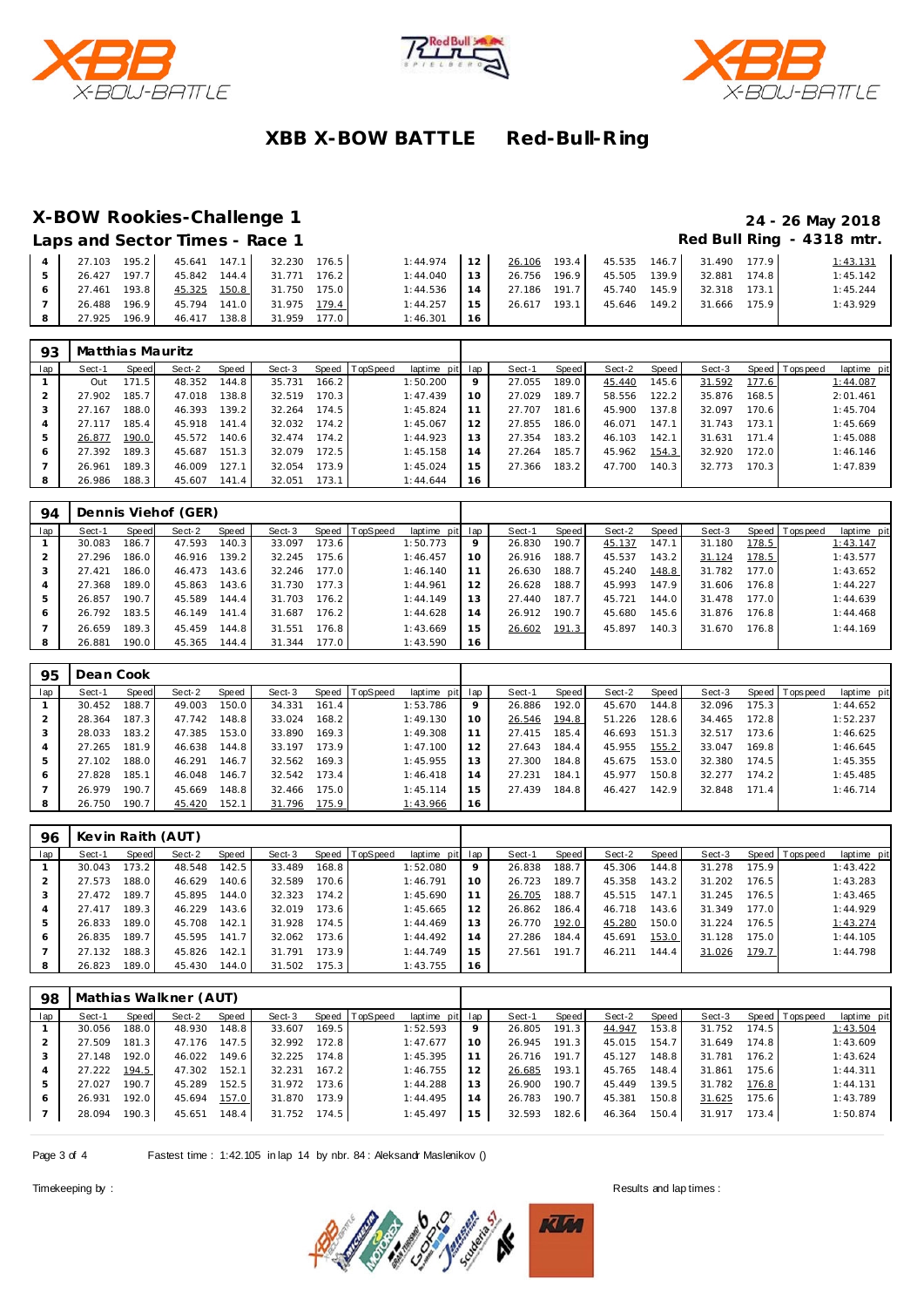# XBB X-BOW BATTLE Red-Bull-Ring

## X-BOW Rookies-Challenge 1

**24 - 26 May 2018**

### Laps and Sector Times - Race 1

**Red Bull Ring - 4318 mtr.**

| lap | Sect-1 | Speed | Sect-2 | Speed | Sect-3 | Speed | TopSpeed | laptime pit | lap | Sect-1 | Speed | Sect-2 | Speed | Sect-3 | Speed | Topspeed | laptime pit |
|---|---|---|---|---|---|---|---|---|---|---|---|---|---|---|---|---|---|
| 4 | 27.103 | 195.2 | 45.641 | 147.1 | 32.230 | 176.5 | | 1:44.974 | 12 | 26.106 | 193.4 | 45.535 | 146.7 | 31.490 | 177.9 | | 1:43.131 |
| 5 | 26.427 | 197.7 | 45.842 | 144.4 | 31.771 | 176.2 | | 1:44.040 | 13 | 26.756 | 196.9 | 45.505 | 139.9 | 32.881 | 174.8 | | 1:45.142 |
| 6 | 27.461 | 193.8 | 45.325 | 150.8 | 31.750 | 175.0 | | 1:44.536 | 14 | 27.186 | 191.7 | 45.740 | 145.9 | 32.318 | 173.1 | | 1:45.244 |
| 7 | 26.488 | 196.9 | 45.794 | 141.0 | 31.975 | 179.4 | | 1:44.257 | 15 | 26.617 | 193.1 | 45.646 | 149.2 | 31.666 | 175.9 | | 1:43.929 |
| 8 | 27.925 | 196.9 | 46.417 | 138.8 | 31.959 | 177.0 | | 1:46.301 | 16 | | | | | | | | |

**93 Matthias Mauritz**

| lap | Sect-1 | Speed | Sect-2 | Speed | Sect-3 | Speed | TopSpeed | laptime pit | lap | Sect-1 | Speed | Sect-2 | Speed | Sect-3 | Speed | Topspeed | laptime pit |
|---|---|---|---|---|---|---|---|---|---|---|---|---|---|---|---|---|---|
| 1 | Out | 171.5 | 48.352 | 144.8 | 35.731 | 166.2 | | 1:50.200 | 9 | 27.055 | 189.0 | 45.440 | 145.6 | 31.592 | 177.6 | | 1:44.087 |
| 2 | 27.902 | 185.7 | 47.018 | 138.8 | 32.519 | 170.3 | | 1:47.439 | 10 | 27.029 | 189.7 | 58.556 | 122.2 | 35.876 | 168.5 | | 2:01.461 |
| 3 | 27.167 | 188.0 | 46.393 | 139.2 | 32.264 | 174.5 | | 1:45.824 | 11 | 27.707 | 181.6 | 45.900 | 137.8 | 32.097 | 170.6 | | 1:45.704 |
| 4 | 27.117 | 185.4 | 45.918 | 141.4 | 32.032 | 174.2 | | 1:45.067 | 12 | 27.855 | 186.0 | 46.071 | 147.1 | 31.743 | 173.1 | | 1:45.669 |
| 5 | 26.877 | 190.0 | 45.572 | 140.6 | 32.474 | 174.2 | | 1:44.923 | 13 | 27.354 | 183.2 | 46.103 | 142.1 | 31.631 | 171.4 | | 1:45.088 |
| 6 | 27.392 | 189.3 | 45.687 | 151.3 | 32.079 | 172.5 | | 1:45.158 | 14 | 27.264 | 185.7 | 45.962 | 154.3 | 32.920 | 172.0 | | 1:46.146 |
| 7 | 26.961 | 189.3 | 46.009 | 127.1 | 32.054 | 173.9 | | 1:45.024 | 15 | 27.366 | 183.2 | 47.700 | 140.3 | 32.773 | 170.3 | | 1:47.839 |
| 8 | 26.986 | 188.3 | 45.607 | 141.4 | 32.051 | 173.1 | | 1:44.644 | 16 | | | | | | | | |

**94 Dennis Viehof (GER)**

| lap | Sect-1 | Speed | Sect-2 | Speed | Sect-3 | Speed | TopSpeed | laptime pit | lap | Sect-1 | Speed | Sect-2 | Speed | Sect-3 | Speed | Topspeed | laptime pit |
|---|---|---|---|---|---|---|---|---|---|---|---|---|---|---|---|---|---|
| 1 | 30.083 | 186.7 | 47.593 | 140.3 | 33.097 | 173.6 | | 1:50.773 | 9 | 26.830 | 190.7 | 45.137 | 147.1 | 31.180 | 178.5 | | 1:43.147 |
| 2 | 27.296 | 186.0 | 46.916 | 139.2 | 32.245 | 175.6 | | 1:46.457 | 10 | 26.916 | 188.7 | 45.537 | 143.2 | 31.124 | 178.5 | | 1:43.577 |
| 3 | 27.421 | 186.0 | 46.473 | 143.6 | 32.246 | 177.0 | | 1:46.140 | 11 | 26.630 | 188.7 | 45.240 | 148.8 | 31.782 | 177.0 | | 1:43.652 |
| 4 | 27.368 | 189.0 | 45.863 | 143.6 | 31.730 | 177.3 | | 1:44.961 | 12 | 26.628 | 188.7 | 45.993 | 147.9 | 31.606 | 176.8 | | 1:44.227 |
| 5 | 26.857 | 190.7 | 45.589 | 144.4 | 31.703 | 176.2 | | 1:44.149 | 13 | 27.440 | 187.7 | 45.721 | 144.0 | 31.478 | 177.0 | | 1:44.639 |
| 6 | 26.792 | 183.5 | 46.149 | 141.4 | 31.687 | 176.2 | | 1:44.628 | 14 | 26.912 | 190.7 | 45.680 | 145.6 | 31.876 | 176.8 | | 1:44.468 |
| 7 | 26.659 | 189.3 | 45.459 | 144.8 | 31.551 | 176.8 | | 1:43.669 | 15 | 26.602 | 191.3 | 45.897 | 140.3 | 31.670 | 176.8 | | 1:44.169 |
| 8 | 26.881 | 190.0 | 45.365 | 144.4 | 31.344 | 177.0 | | 1:43.590 | 16 | | | | | | | | |

**95 Dean Cook**

| lap | Sect-1 | Speed | Sect-2 | Speed | Sect-3 | Speed | TopSpeed | laptime pit | lap | Sect-1 | Speed | Sect-2 | Speed | Sect-3 | Speed | Topspeed | laptime pit |
|---|---|---|---|---|---|---|---|---|---|---|---|---|---|---|---|---|---|
| 1 | 30.452 | 188.7 | 49.003 | 150.0 | 34.331 | 161.4 | | 1:53.786 | 9 | 26.886 | 192.0 | 45.670 | 144.8 | 32.096 | 175.3 | | 1:44.652 |
| 2 | 28.364 | 187.3 | 47.742 | 148.8 | 33.024 | 168.2 | | 1:49.130 | 10 | 26.546 | 194.8 | 51.226 | 128.6 | 34.465 | 172.8 | | 1:52.237 |
| 3 | 28.033 | 183.2 | 47.385 | 153.0 | 33.890 | 169.3 | | 1:49.308 | 11 | 27.415 | 185.4 | 46.693 | 151.3 | 32.517 | 173.6 | | 1:46.625 |
| 4 | 27.265 | 181.9 | 46.638 | 144.8 | 33.197 | 173.9 | | 1:47.100 | 12 | 27.643 | 184.4 | 45.955 | 155.2 | 33.047 | 169.8 | | 1:46.645 |
| 5 | 27.102 | 188.0 | 46.291 | 146.7 | 32.562 | 169.3 | | 1:45.955 | 13 | 27.300 | 184.8 | 45.675 | 153.0 | 32.380 | 174.5 | | 1:45.355 |
| 6 | 27.828 | 185.1 | 46.048 | 146.7 | 32.542 | 173.4 | | 1:46.418 | 14 | 27.231 | 184.1 | 45.977 | 150.8 | 32.277 | 174.2 | | 1:45.485 |
| 7 | 26.979 | 190.7 | 45.669 | 148.8 | 32.466 | 175.0 | | 1:45.114 | 15 | 27.439 | 184.8 | 46.427 | 142.9 | 32.848 | 171.4 | | 1:46.714 |
| 8 | 26.750 | 190.7 | 45.420 | 152.1 | 31.796 | 175.9 | | 1:43.966 | 16 | | | | | | | | |

**96 Kevin Raith (AUT)**

| lap | Sect-1 | Speed | Sect-2 | Speed | Sect-3 | Speed | TopSpeed | laptime pit | lap | Sect-1 | Speed | Sect-2 | Speed | Sect-3 | Speed | Topspeed | laptime pit |
|---|---|---|---|---|---|---|---|---|---|---|---|---|---|---|---|---|---|
| 1 | 30.043 | 173.2 | 48.548 | 142.5 | 33.489 | 168.8 | | 1:52.080 | 9 | 26.838 | 188.7 | 45.306 | 144.8 | 31.278 | 175.9 | | 1:43.422 |
| 2 | 27.573 | 188.0 | 46.629 | 140.6 | 32.589 | 170.6 | | 1:46.791 | 10 | 26.723 | 189.7 | 45.358 | 143.2 | 31.202 | 176.5 | | 1:43.283 |
| 3 | 27.472 | 189.7 | 45.895 | 144.0 | 32.323 | 174.2 | | 1:45.690 | 11 | 26.705 | 188.7 | 45.515 | 147.1 | 31.245 | 176.5 | | 1:43.465 |
| 4 | 27.417 | 189.3 | 46.229 | 143.6 | 32.019 | 173.6 | | 1:45.665 | 12 | 26.862 | 186.4 | 46.718 | 143.6 | 31.349 | 177.0 | | 1:44.929 |
| 5 | 26.833 | 189.0 | 45.708 | 142.1 | 31.928 | 174.5 | | 1:44.469 | 13 | 26.770 | 192.0 | 45.280 | 150.0 | 31.224 | 176.5 | | 1:43.274 |
| 6 | 26.835 | 189.7 | 45.595 | 141.7 | 32.062 | 173.6 | | 1:44.492 | 14 | 27.286 | 184.4 | 45.691 | 153.0 | 31.128 | 175.0 | | 1:44.105 |
| 7 | 27.132 | 188.3 | 45.826 | 142.1 | 31.791 | 173.9 | | 1:44.749 | 15 | 27.561 | 191.7 | 46.211 | 144.4 | 31.026 | 179.7 | | 1:44.798 |
| 8 | 26.823 | 189.0 | 45.430 | 144.0 | 31.502 | 175.3 | | 1:43.755 | 16 | | | | | | | | |

**98 Mathias Walkner (AUT)**

| lap | Sect-1 | Speed | Sect-2 | Speed | Sect-3 | Speed | TopSpeed | laptime pit | lap | Sect-1 | Speed | Sect-2 | Speed | Sect-3 | Speed | Topspeed | laptime pit |
|---|---|---|---|---|---|---|---|---|---|---|---|---|---|---|---|---|---|
| 1 | 30.056 | 188.0 | 48.930 | 148.8 | 33.607 | 169.5 | | 1:52.593 | 9 | 26.805 | 191.3 | 44.947 | 153.8 | 31.752 | 174.5 | | 1:43.504 |
| 2 | 27.509 | 181.3 | 47.176 | 147.5 | 32.992 | 172.8 | | 1:47.677 | 10 | 26.945 | 191.3 | 45.015 | 154.7 | 31.649 | 174.8 | | 1:43.609 |
| 3 | 27.148 | 192.0 | 46.022 | 149.6 | 32.225 | 174.8 | | 1:45.395 | 11 | 26.716 | 191.7 | 45.127 | 148.8 | 31.781 | 176.2 | | 1:43.624 |
| 4 | 27.222 | 194.5 | 47.302 | 152.1 | 32.231 | 167.2 | | 1:46.755 | 12 | 26.685 | 193.1 | 45.765 | 148.4 | 31.861 | 175.6 | | 1:44.311 |
| 5 | 27.027 | 190.7 | 45.289 | 152.5 | 31.972 | 173.6 | | 1:44.288 | 13 | 26.900 | 190.7 | 45.449 | 139.5 | 31.782 | 176.8 | | 1:44.131 |
| 6 | 26.931 | 192.0 | 45.694 | 157.0 | 31.870 | 173.9 | | 1:44.495 | 14 | 26.783 | 190.7 | 45.381 | 150.8 | 31.625 | 175.6 | | 1:43.789 |
| 7 | 28.094 | 190.3 | 45.651 | 148.4 | 31.752 | 174.5 | | 1:45.497 | 15 | 32.593 | 182.6 | 46.364 | 150.4 | 31.917 | 173.4 | | 1:50.874 |

Fastest time : 1:42.105 in lap 14 by nbr. 84 : Aleksandr Maslenikov ()

Timekeeping by : Results and lap times :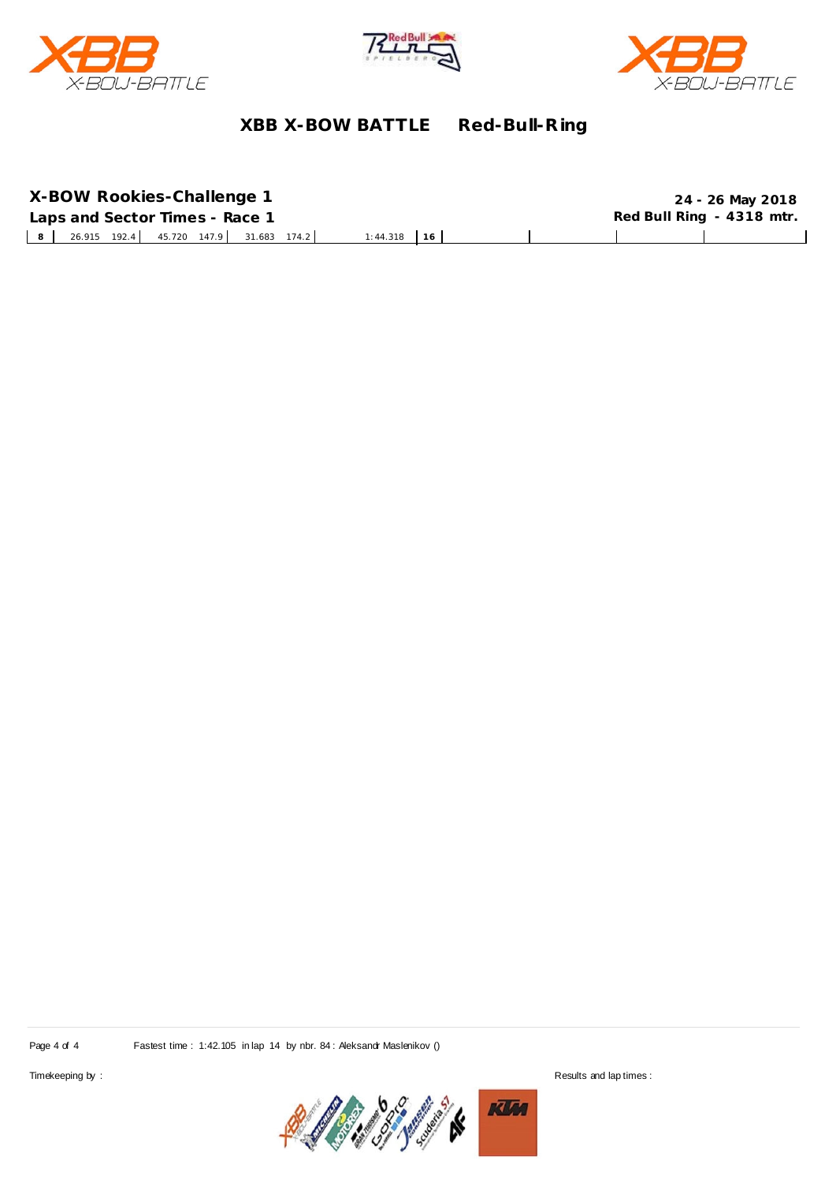# XBB X-BOW BATTLE Red-Bull-Ring

## X-BOW Rookies-Challenge 1

### Laps and Sector Times - Race 1

**24 - 26 May 2018**

**Red Bull Ring - 4318 mtr.**

| | | | | | | | | |
|---|---|---|---|---|---|---|---|---|
| **8** | 26.915 | 192.4 | 45.720 | 147.9 | 31.683 | 174.2 | 1:44.318 | **16** |

Fastest time : 1:42.105 in lap 14 by nbr. 84 : Aleksandr Maslenikov ()

Timekeeping by :

Results and lap times :